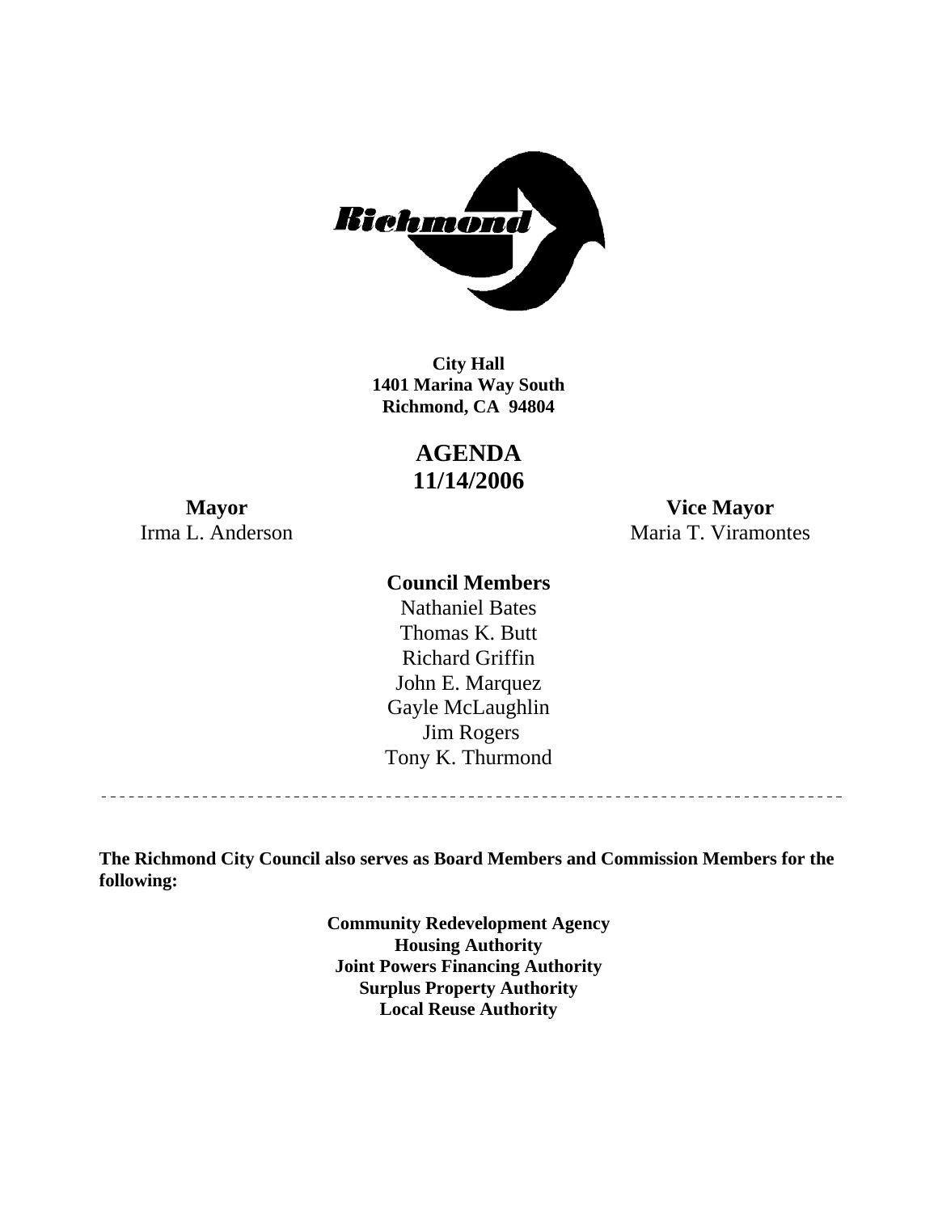**City Hall**
**1401 Marina Way South**
**Richmond, CA 94804**

# AGENDA
# 11/14/2006

**Mayor**
Irma L. Anderson

**Vice Mayor**
Maria T. Viramontes

**Council Members**
Nathaniel Bates
Thomas K. Butt
Richard Griffin
John E. Marquez
Gayle McLaughlin
Jim Rogers
Tony K. Thurmond

---

**The Richmond City Council also serves as Board Members and Commission Members for the following:**

**Community Redevelopment Agency**
**Housing Authority**
**Joint Powers Financing Authority**
**Surplus Property Authority**
**Local Reuse Authority**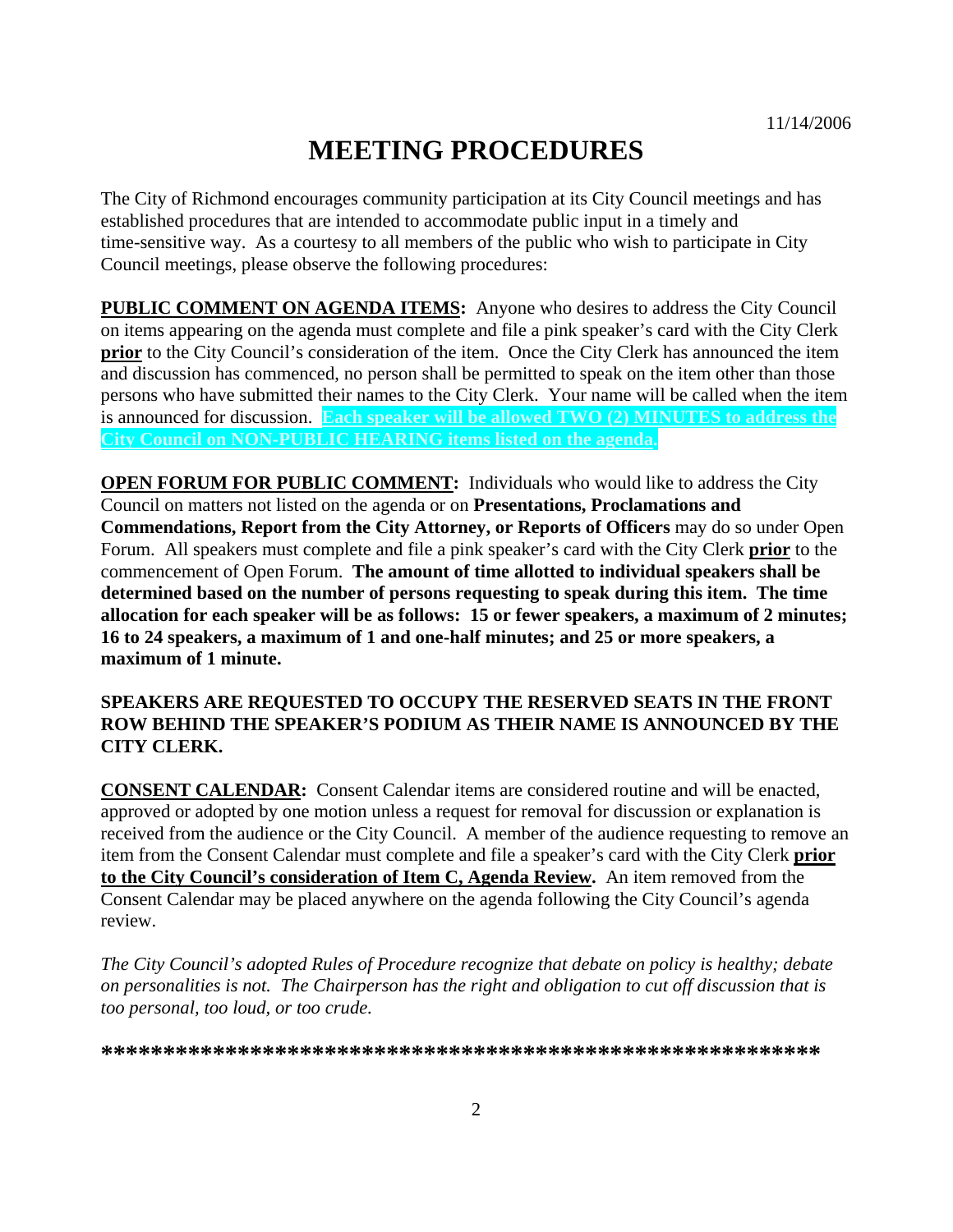11/14/2006

# MEETING PROCEDURES

The City of Richmond encourages community participation at its City Council meetings and has established procedures that are intended to accommodate public input in a timely and time-sensitive way. As a courtesy to all members of the public who wish to participate in City Council meetings, please observe the following procedures:

**PUBLIC COMMENT ON AGENDA ITEMS:** Anyone who desires to address the City Council on items appearing on the agenda must complete and file a pink speaker's card with the City Clerk **prior** to the City Council's consideration of the item. Once the City Clerk has announced the item and discussion has commenced, no person shall be permitted to speak on the item other than those persons who have submitted their names to the City Clerk. Your name will be called when the item is announced for discussion. **Each speaker will be allowed TWO (2) MINUTES to address the City Council on NON-PUBLIC HEARING items listed on the agenda.**

**OPEN FORUM FOR PUBLIC COMMENT:** Individuals who would like to address the City Council on matters not listed on the agenda or on **Presentations, Proclamations and Commendations, Report from the City Attorney, or Reports of Officers** may do so under Open Forum. All speakers must complete and file a pink speaker's card with the City Clerk **prior** to the commencement of Open Forum. **The amount of time allotted to individual speakers shall be determined based on the number of persons requesting to speak during this item. The time allocation for each speaker will be as follows: 15 or fewer speakers, a maximum of 2 minutes; 16 to 24 speakers, a maximum of 1 and one-half minutes; and 25 or more speakers, a maximum of 1 minute.**

**SPEAKERS ARE REQUESTED TO OCCUPY THE RESERVED SEATS IN THE FRONT ROW BEHIND THE SPEAKER'S PODIUM AS THEIR NAME IS ANNOUNCED BY THE CITY CLERK.**

**CONSENT CALENDAR:** Consent Calendar items are considered routine and will be enacted, approved or adopted by one motion unless a request for removal for discussion or explanation is received from the audience or the City Council. A member of the audience requesting to remove an item from the Consent Calendar must complete and file a speaker's card with the City Clerk **prior to the City Council's consideration of Item C, Agenda Review.** An item removed from the Consent Calendar may be placed anywhere on the agenda following the City Council's agenda review.

*The City Council's adopted Rules of Procedure recognize that debate on policy is healthy; debate on personalities is not. The Chairperson has the right and obligation to cut off discussion that is too personal, too loud, or too crude.*

**\*\*\*\*\*\*\*\*\*\*\*\*\*\*\*\*\*\*\*\*\*\*\*\*\*\*\*\*\*\*\*\*\*\*\*\*\*\*\*\*\*\*\*\*\*\*\*\*\*\*\*\*\*\*\*\*\*\***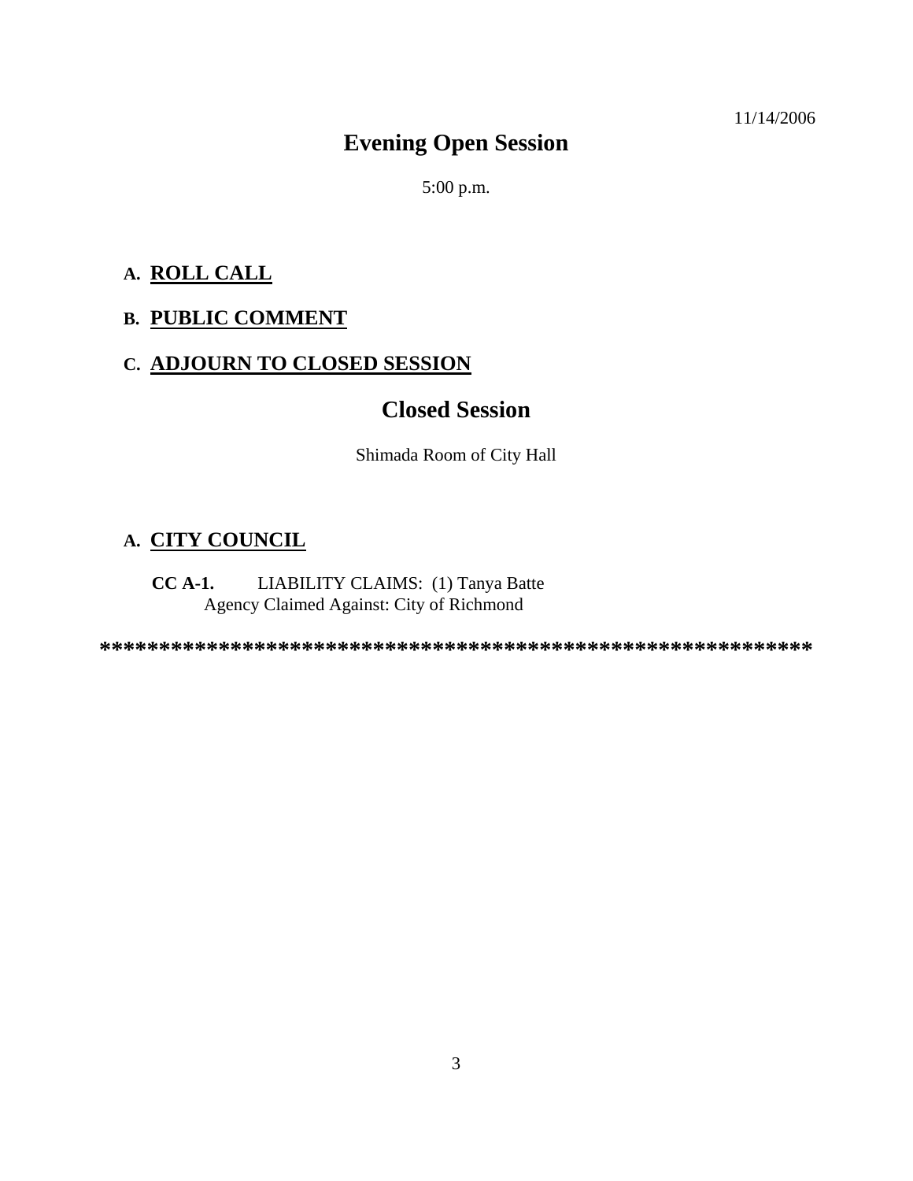11/14/2006

# Evening Open Session

5:00 p.m.

## A. ROLL CALL

## B. PUBLIC COMMENT

## C. ADJOURN TO CLOSED SESSION

# Closed Session

Shimada Room of City Hall

## A. CITY COUNCIL

**CC A-1.** LIABILITY CLAIMS: (1) Tanya Batte
Agency Claimed Against: City of Richmond

***********************************************************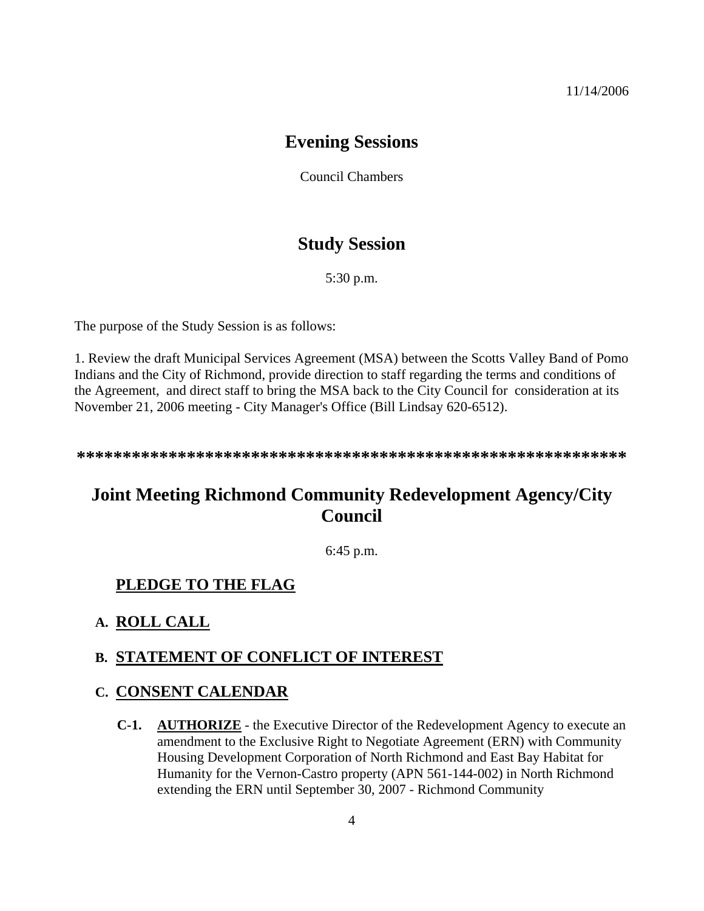11/14/2006

# Evening Sessions

Council Chambers

# Study Session

5:30 p.m.

The purpose of the Study Session is as follows:

1. Review the draft Municipal Services Agreement (MSA) between the Scotts Valley Band of Pomo Indians and the City of Richmond, provide direction to staff regarding the terms and conditions of the Agreement, and direct staff to bring the MSA back to the City Council for consideration at its November 21, 2006 meeting - City Manager's Office (Bill Lindsay 620-6512).

**************************************************************

# Joint Meeting Richmond Community Redevelopment Agency/City Council

6:45 p.m.

## PLEDGE TO THE FLAG

## A. ROLL CALL

## B. STATEMENT OF CONFLICT OF INTEREST

## C. CONSENT CALENDAR

**C-1.** **AUTHORIZE** - the Executive Director of the Redevelopment Agency to execute an amendment to the Exclusive Right to Negotiate Agreement (ERN) with Community Housing Development Corporation of North Richmond and East Bay Habitat for Humanity for the Vernon-Castro property (APN 561-144-002) in North Richmond extending the ERN until September 30, 2007 - Richmond Community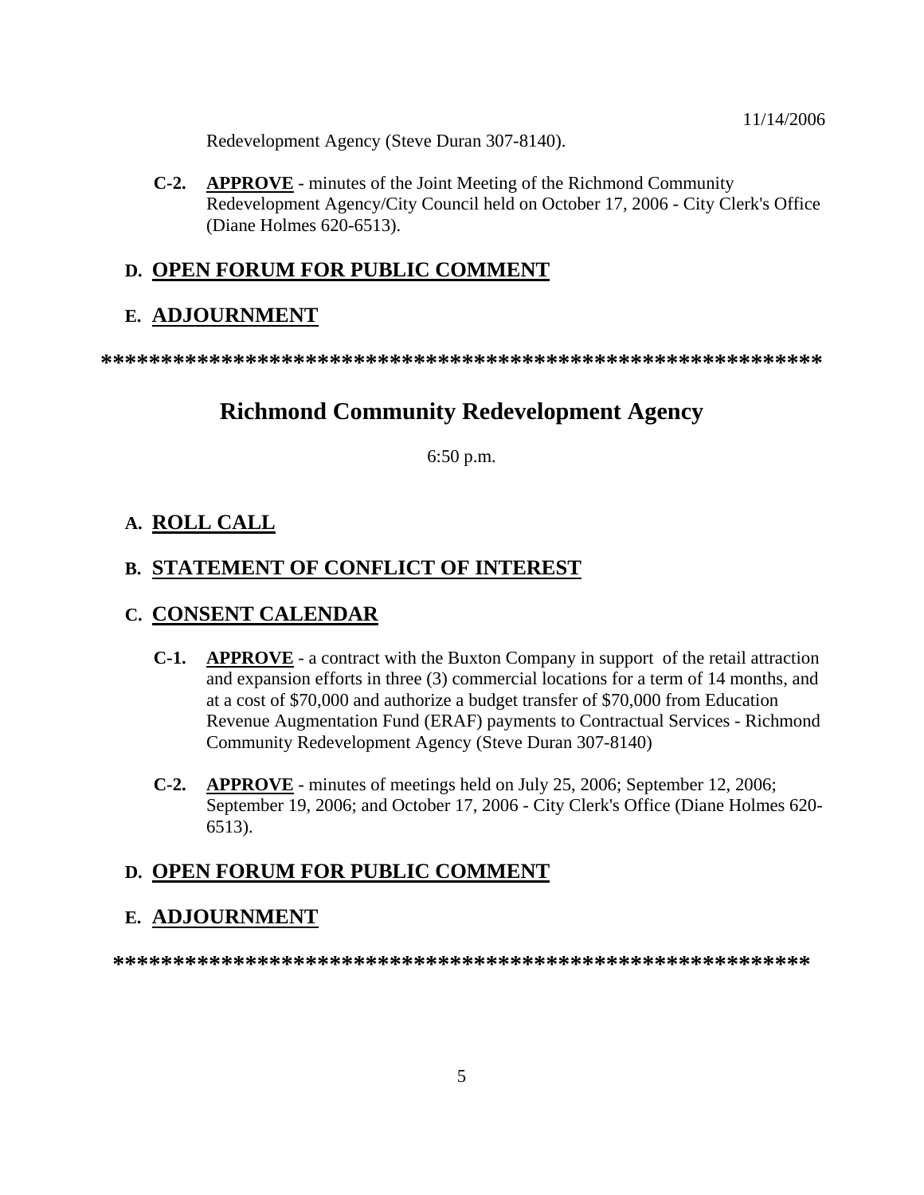Redevelopment Agency (Steve Duran 307-8140).

**C-2.** **APPROVE** - minutes of the Joint Meeting of the Richmond Community Redevelopment Agency/City Council held on October 17, 2006 - City Clerk's Office (Diane Holmes 620-6513).

## D. OPEN FORUM FOR PUBLIC COMMENT

## E. ADJOURNMENT

**************************************************************

# Richmond Community Redevelopment Agency

6:50 p.m.

## A. ROLL CALL

## B. STATEMENT OF CONFLICT OF INTEREST

## C. CONSENT CALENDAR

**C-1.** **APPROVE** - a contract with the Buxton Company in support of the retail attraction and expansion efforts in three (3) commercial locations for a term of 14 months, and at a cost of $70,000 and authorize a budget transfer of $70,000 from Education Revenue Augmentation Fund (ERAF) payments to Contractual Services - Richmond Community Redevelopment Agency (Steve Duran 307-8140)

**C-2.** **APPROVE** - minutes of meetings held on July 25, 2006; September 12, 2006; September 19, 2006; and October 17, 2006 - City Clerk's Office (Diane Holmes 620-6513).

## D. OPEN FORUM FOR PUBLIC COMMENT

## E. ADJOURNMENT

************************************************************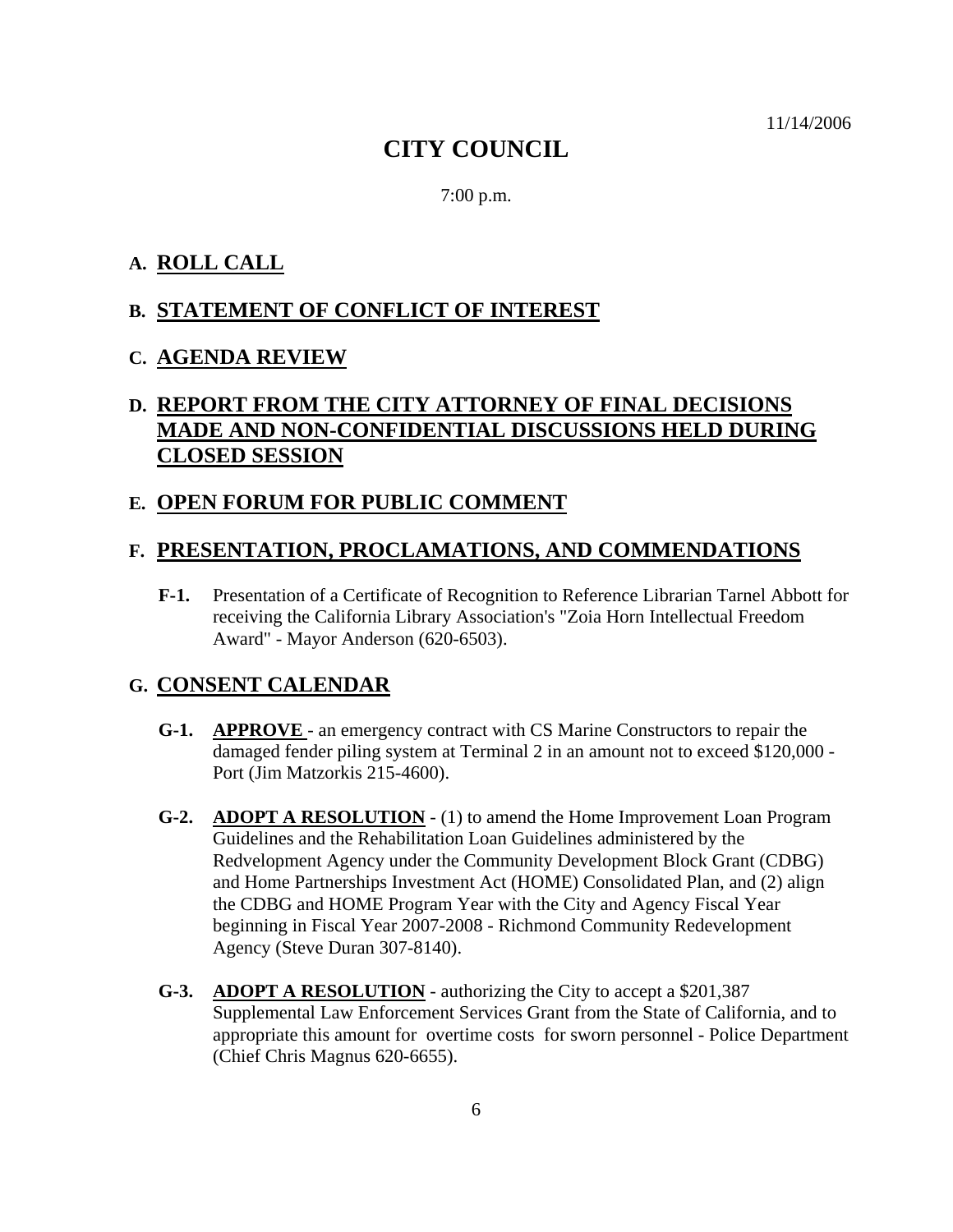11/14/2006

# CITY COUNCIL

7:00 p.m.

## A. ROLL CALL

## B. STATEMENT OF CONFLICT OF INTEREST

## C. AGENDA REVIEW

## D. REPORT FROM THE CITY ATTORNEY OF FINAL DECISIONS MADE AND NON-CONFIDENTIAL DISCUSSIONS HELD DURING CLOSED SESSION

## E. OPEN FORUM FOR PUBLIC COMMENT

## F. PRESENTATION, PROCLAMATIONS, AND COMMENDATIONS

**F-1.** Presentation of a Certificate of Recognition to Reference Librarian Tarnel Abbott for receiving the California Library Association's "Zoia Horn Intellectual Freedom Award" - Mayor Anderson (620-6503).

## G. CONSENT CALENDAR

**G-1.** **APPROVE** - an emergency contract with CS Marine Constructors to repair the damaged fender piling system at Terminal 2 in an amount not to exceed $120,000 - Port (Jim Matzorkis 215-4600).

**G-2.** **ADOPT A RESOLUTION** - (1) to amend the Home Improvement Loan Program Guidelines and the Rehabilitation Loan Guidelines administered by the Redvelopment Agency under the Community Development Block Grant (CDBG) and Home Partnerships Investment Act (HOME) Consolidated Plan, and (2) align the CDBG and HOME Program Year with the City and Agency Fiscal Year beginning in Fiscal Year 2007-2008 - Richmond Community Redevelopment Agency (Steve Duran 307-8140).

**G-3.** **ADOPT A RESOLUTION** - authorizing the City to accept a $201,387 Supplemental Law Enforcement Services Grant from the State of California, and to appropriate this amount for overtime costs for sworn personnel - Police Department (Chief Chris Magnus 620-6655).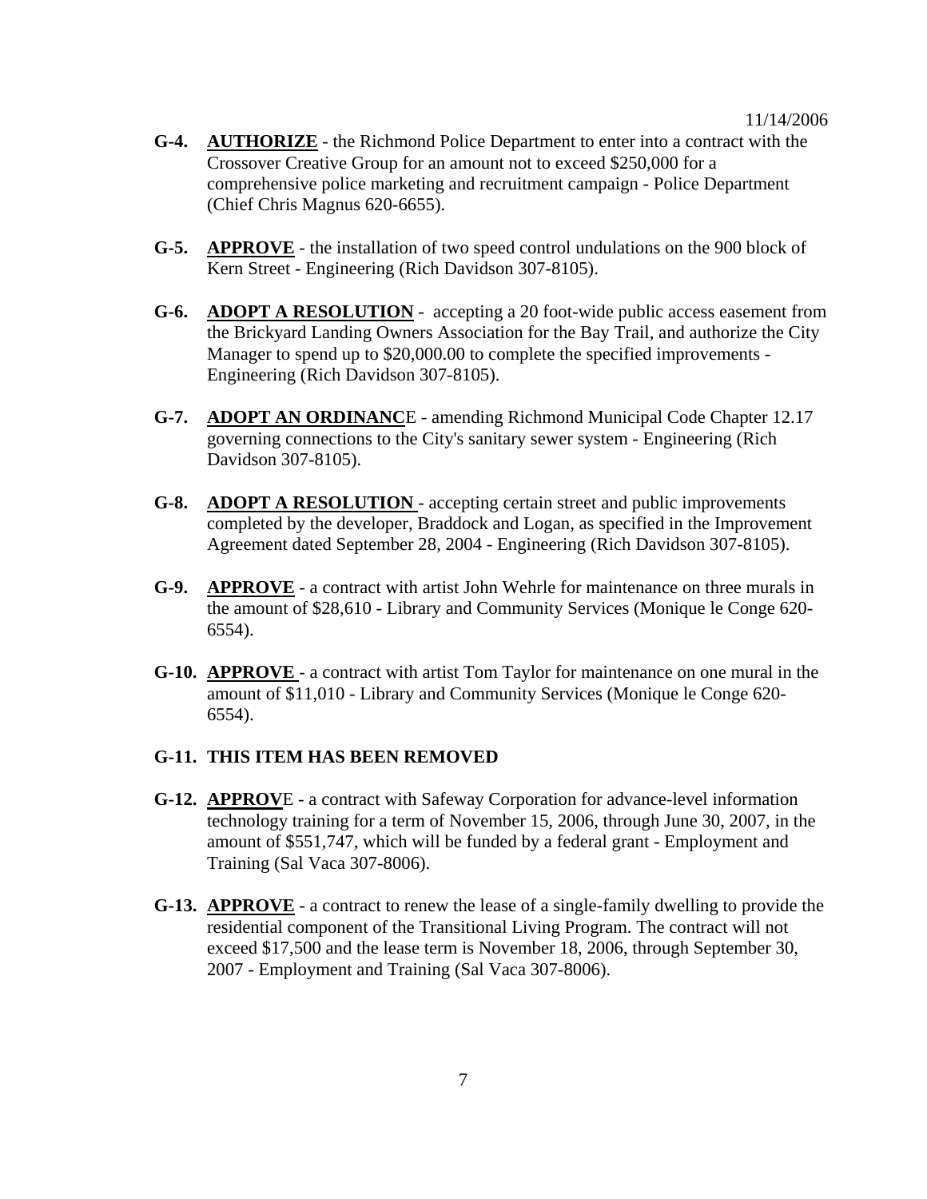11/14/2006

**G-4.** **AUTHORIZE** - the Richmond Police Department to enter into a contract with the Crossover Creative Group for an amount not to exceed $250,000 for a comprehensive police marketing and recruitment campaign - Police Department (Chief Chris Magnus 620-6655).

**G-5.** **APPROVE** - the installation of two speed control undulations on the 900 block of Kern Street - Engineering (Rich Davidson 307-8105).

**G-6.** **ADOPT A RESOLUTION** - accepting a 20 foot-wide public access easement from the Brickyard Landing Owners Association for the Bay Trail, and authorize the City Manager to spend up to $20,000.00 to complete the specified improvements - Engineering (Rich Davidson 307-8105).

**G-7.** **ADOPT AN ORDINANCE** - amending Richmond Municipal Code Chapter 12.17 governing connections to the City's sanitary sewer system - Engineering (Rich Davidson 307-8105).

**G-8.** **ADOPT A RESOLUTION** - accepting certain street and public improvements completed by the developer, Braddock and Logan, as specified in the Improvement Agreement dated September 28, 2004 - Engineering (Rich Davidson 307-8105).

**G-9.** **APPROVE** - a contract with artist John Wehrle for maintenance on three murals in the amount of $28,610 - Library and Community Services (Monique le Conge 620-6554).

**G-10.** **APPROVE** - a contract with artist Tom Taylor for maintenance on one mural in the amount of $11,010 - Library and Community Services (Monique le Conge 620-6554).

**G-11. THIS ITEM HAS BEEN REMOVED**

**G-12.** **APPROVE** - a contract with Safeway Corporation for advance-level information technology training for a term of November 15, 2006, through June 30, 2007, in the amount of $551,747, which will be funded by a federal grant - Employment and Training (Sal Vaca 307-8006).

**G-13.** **APPROVE** - a contract to renew the lease of a single-family dwelling to provide the residential component of the Transitional Living Program. The contract will not exceed $17,500 and the lease term is November 18, 2006, through September 30, 2007 - Employment and Training (Sal Vaca 307-8006).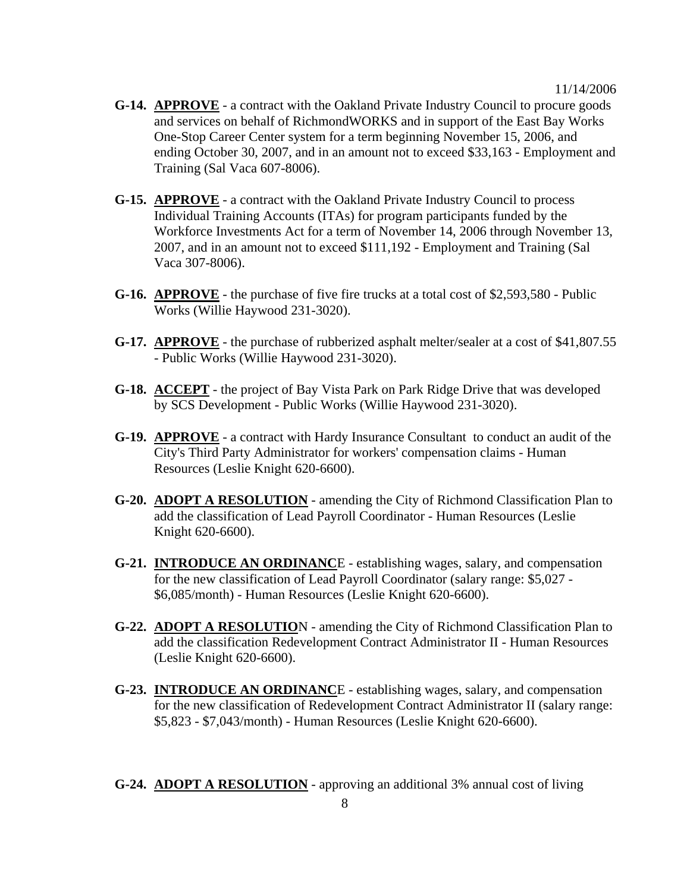**G-14.** **APPROVE** - a contract with the Oakland Private Industry Council to procure goods and services on behalf of RichmondWORKS and in support of the East Bay Works One-Stop Career Center system for a term beginning November 15, 2006, and ending October 30, 2007, and in an amount not to exceed $33,163 - Employment and Training (Sal Vaca 607-8006).

**G-15.** **APPROVE** - a contract with the Oakland Private Industry Council to process Individual Training Accounts (ITAs) for program participants funded by the Workforce Investments Act for a term of November 14, 2006 through November 13, 2007, and in an amount not to exceed $111,192 - Employment and Training (Sal Vaca 307-8006).

**G-16.** **APPROVE** - the purchase of five fire trucks at a total cost of $2,593,580 - Public Works (Willie Haywood 231-3020).

**G-17.** **APPROVE** - the purchase of rubberized asphalt melter/sealer at a cost of $41,807.55 - Public Works (Willie Haywood 231-3020).

**G-18.** **ACCEPT** - the project of Bay Vista Park on Park Ridge Drive that was developed by SCS Development - Public Works (Willie Haywood 231-3020).

**G-19.** **APPROVE** - a contract with Hardy Insurance Consultant to conduct an audit of the City's Third Party Administrator for workers' compensation claims - Human Resources (Leslie Knight 620-6600).

**G-20.** **ADOPT A RESOLUTION** - amending the City of Richmond Classification Plan to add the classification of Lead Payroll Coordinator - Human Resources (Leslie Knight 620-6600).

**G-21.** **INTRODUCE AN ORDINANCE** - establishing wages, salary, and compensation for the new classification of Lead Payroll Coordinator (salary range: $5,027 - $6,085/month) - Human Resources (Leslie Knight 620-6600).

**G-22.** **ADOPT A RESOLUTION** - amending the City of Richmond Classification Plan to add the classification Redevelopment Contract Administrator II - Human Resources (Leslie Knight 620-6600).

**G-23.** **INTRODUCE AN ORDINANCE** - establishing wages, salary, and compensation for the new classification of Redevelopment Contract Administrator II (salary range: $5,823 - $7,043/month) - Human Resources (Leslie Knight 620-6600).

**G-24.** **ADOPT A RESOLUTION** - approving an additional 3% annual cost of living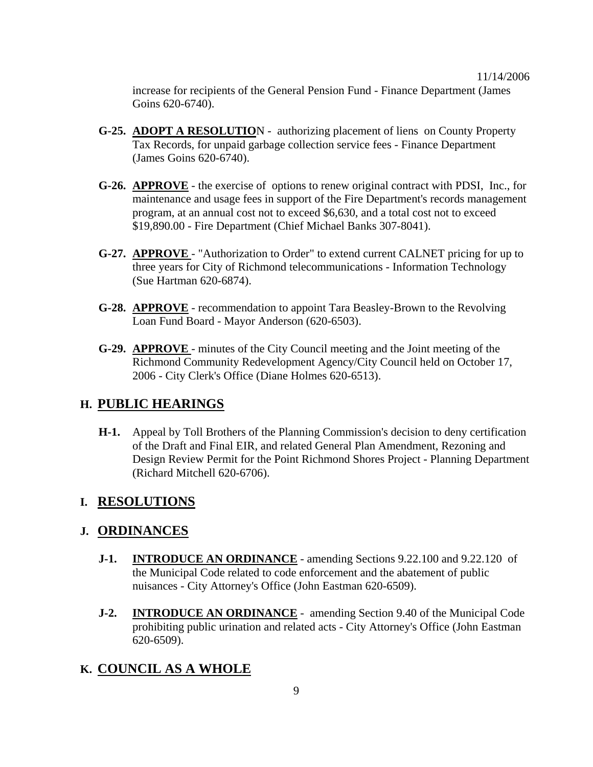increase for recipients of the General Pension Fund - Finance Department (James Goins 620-6740).

**G-25.** **ADOPT A RESOLUTION** - authorizing placement of liens on County Property Tax Records, for unpaid garbage collection service fees - Finance Department (James Goins 620-6740).

**G-26.** **APPROVE** - the exercise of options to renew original contract with PDSI, Inc., for maintenance and usage fees in support of the Fire Department's records management program, at an annual cost not to exceed \$6,630, and a total cost not to exceed \$19,890.00 - Fire Department (Chief Michael Banks 307-8041).

**G-27.** **APPROVE** - "Authorization to Order" to extend current CALNET pricing for up to three years for City of Richmond telecommunications - Information Technology (Sue Hartman 620-6874).

**G-28.** **APPROVE** - recommendation to appoint Tara Beasley-Brown to the Revolving Loan Fund Board - Mayor Anderson (620-6503).

**G-29.** **APPROVE** - minutes of the City Council meeting and the Joint meeting of the Richmond Community Redevelopment Agency/City Council held on October 17, 2006 - City Clerk's Office (Diane Holmes 620-6513).

## H. PUBLIC HEARINGS

**H-1.** Appeal by Toll Brothers of the Planning Commission's decision to deny certification of the Draft and Final EIR, and related General Plan Amendment, Rezoning and Design Review Permit for the Point Richmond Shores Project - Planning Department (Richard Mitchell 620-6706).

## I. RESOLUTIONS

## J. ORDINANCES

**J-1.** **INTRODUCE AN ORDINANCE** - amending Sections 9.22.100 and 9.22.120 of the Municipal Code related to code enforcement and the abatement of public nuisances - City Attorney's Office (John Eastman 620-6509).

**J-2.** **INTRODUCE AN ORDINANCE** - amending Section 9.40 of the Municipal Code prohibiting public urination and related acts - City Attorney's Office (John Eastman 620-6509).

## K. COUNCIL AS A WHOLE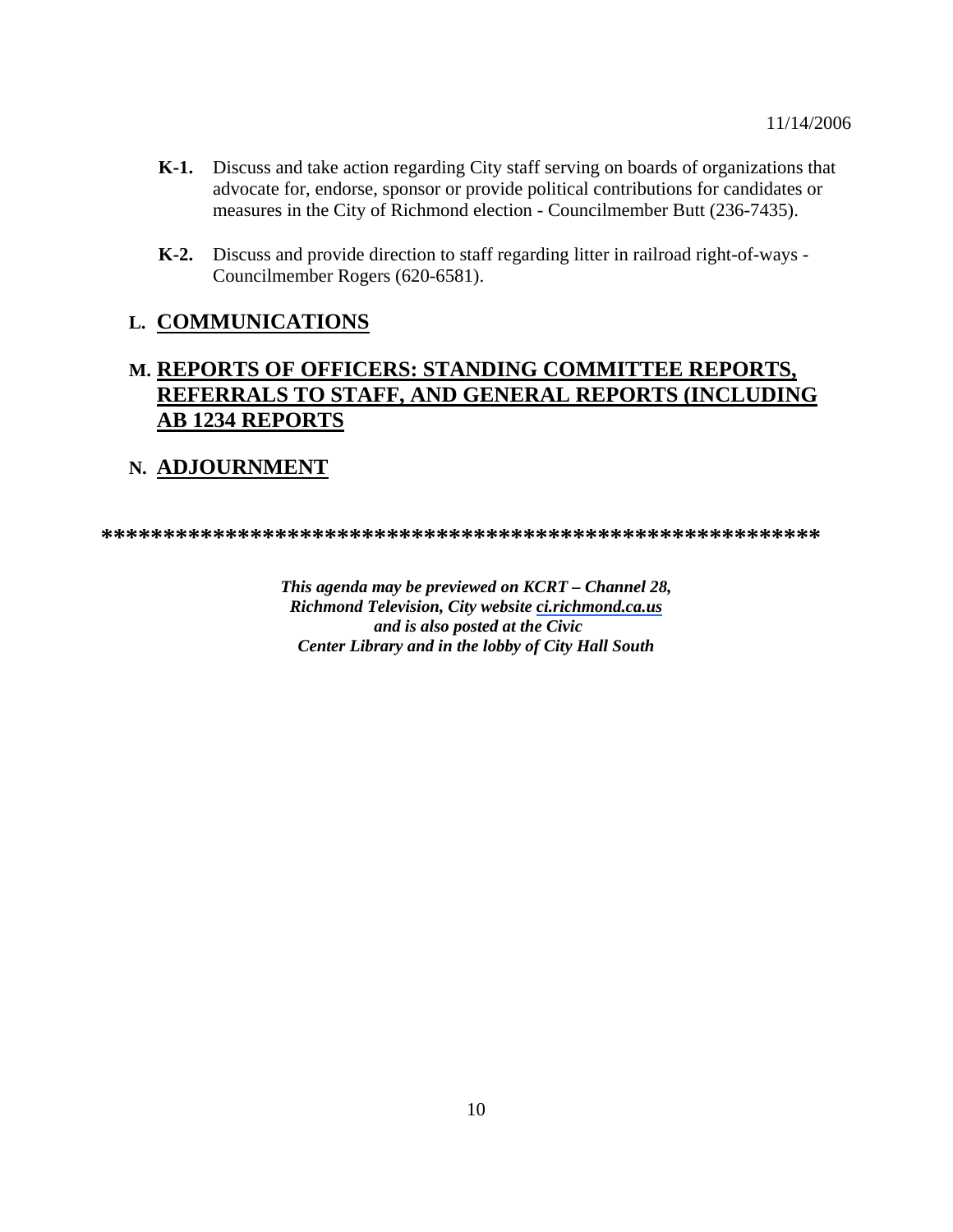**K-1.** Discuss and take action regarding City staff serving on boards of organizations that advocate for, endorse, sponsor or provide political contributions for candidates or measures in the City of Richmond election - Councilmember Butt (236-7435).

**K-2.** Discuss and provide direction to staff regarding litter in railroad right-of-ways - Councilmember Rogers (620-6581).

## L. COMMUNICATIONS

## M. REPORTS OF OFFICERS: STANDING COMMITTEE REPORTS, REFERRALS TO STAFF, AND GENERAL REPORTS (INCLUDING AB 1234 REPORTS

## N. ADJOURNMENT

**********************************************************

***This agenda may be previewed on KCRT – Channel 28, Richmond Television, City website ci.richmond.ca.us and is also posted at the Civic Center Library and in the lobby of City Hall South***